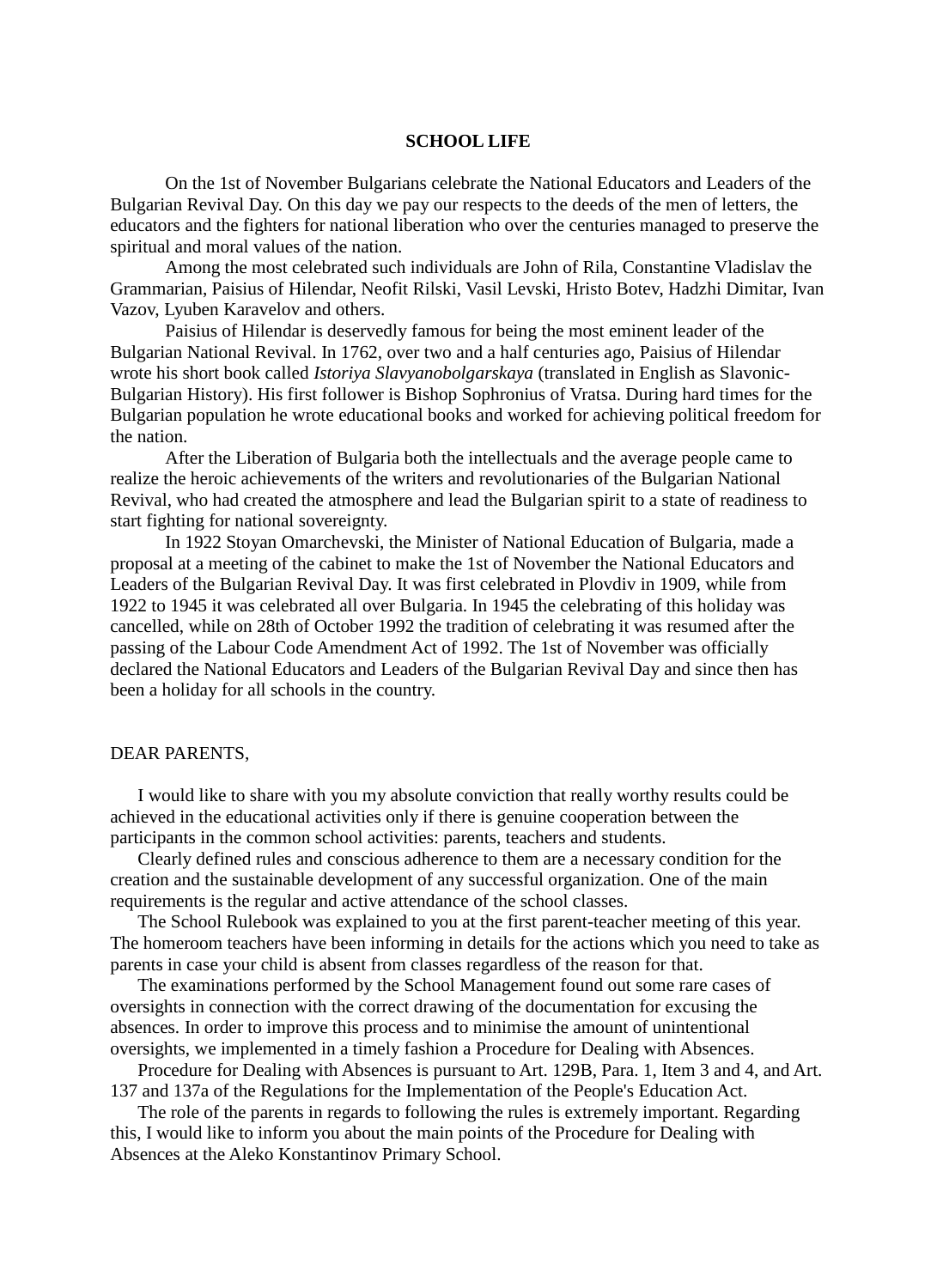# SCHOOL LIFE

On the 1st of November Bulgarians celebrate the National Educators and Leaders of the Bulgarian Revival Day. On this day we pay our respects to the deeds of the men of letters, the educators and the fighters for national liberation who over the centuries managed to preserve the spiritual and moral values of the nation.

Among the most celebrated such individuals are John of Rila, Constantine Vladislav the Grammarian, Paisius of Hilendar, Neofit Rilski, Vasil Levski, Hristo Botev, Hadzhi Dimitar, Ivan Vazov, Lyuben Karavelov and others.

Paisius of Hilendar is deservedly famous for being the most eminent leader of the Bulgarian National Revival. In 1762, over two and a half centuries ago, Paisius of Hilendar wrote his short book called *Istoriya Slavyanobolgarskaya* (translated in English as Slavonic-Bulgarian History). His first follower is Bishop Sophronius of Vratsa. During hard times for the Bulgarian population he wrote educational books and worked for achieving political freedom for the nation.

After the Liberation of Bulgaria both the intellectuals and the average people came to realize the heroic achievements of the writers and revolutionaries of the Bulgarian National Revival, who had created the atmosphere and lead the Bulgarian spirit to a state of readiness to start fighting for national sovereignty.

In 1922 Stoyan Omarchevski, the Minister of National Education of Bulgaria, made a proposal at a meeting of the cabinet to make the 1st of November the National Educators and Leaders of the Bulgarian Revival Day. It was first celebrated in Plovdiv in 1909, while from 1922 to 1945 it was celebrated all over Bulgaria. In 1945 the celebrating of this holiday was cancelled, while on 28th of October 1992 the tradition of celebrating it was resumed after the passing of the Labour Code Amendment Act of 1992. The 1st of November was officially declared the National Educators and Leaders of the Bulgarian Revival Day and since then has been a holiday for all schools in the country.

DEAR PARENTS,

I would like to share with you my absolute conviction that really worthy results could be achieved in the educational activities only if there is genuine cooperation between the participants in the common school activities: parents, teachers and students.

Clearly defined rules and conscious adherence to them are a necessary condition for the creation and the sustainable development of any successful organization. One of the main requirements is the regular and active attendance of the school classes.

The School Rulebook was explained to you at the first parent-teacher meeting of this year. The homeroom teachers have been informing in details for the actions which you need to take as parents in case your child is absent from classes regardless of the reason for that.

The examinations performed by the School Management found out some rare cases of oversights in connection with the correct drawing of the documentation for excusing the absences. In order to improve this process and to minimise the amount of unintentional oversights, we implemented in a timely fashion a Procedure for Dealing with Absences.

Procedure for Dealing with Absences is pursuant to Art. 129B, Para. 1, Item 3 and 4, and Art. 137 and 137a of the Regulations for the Implementation of the People's Education Act.

The role of the parents in regards to following the rules is extremely important. Regarding this, I would like to inform you about the main points of the Procedure for Dealing with Absences at the Aleko Konstantinov Primary School.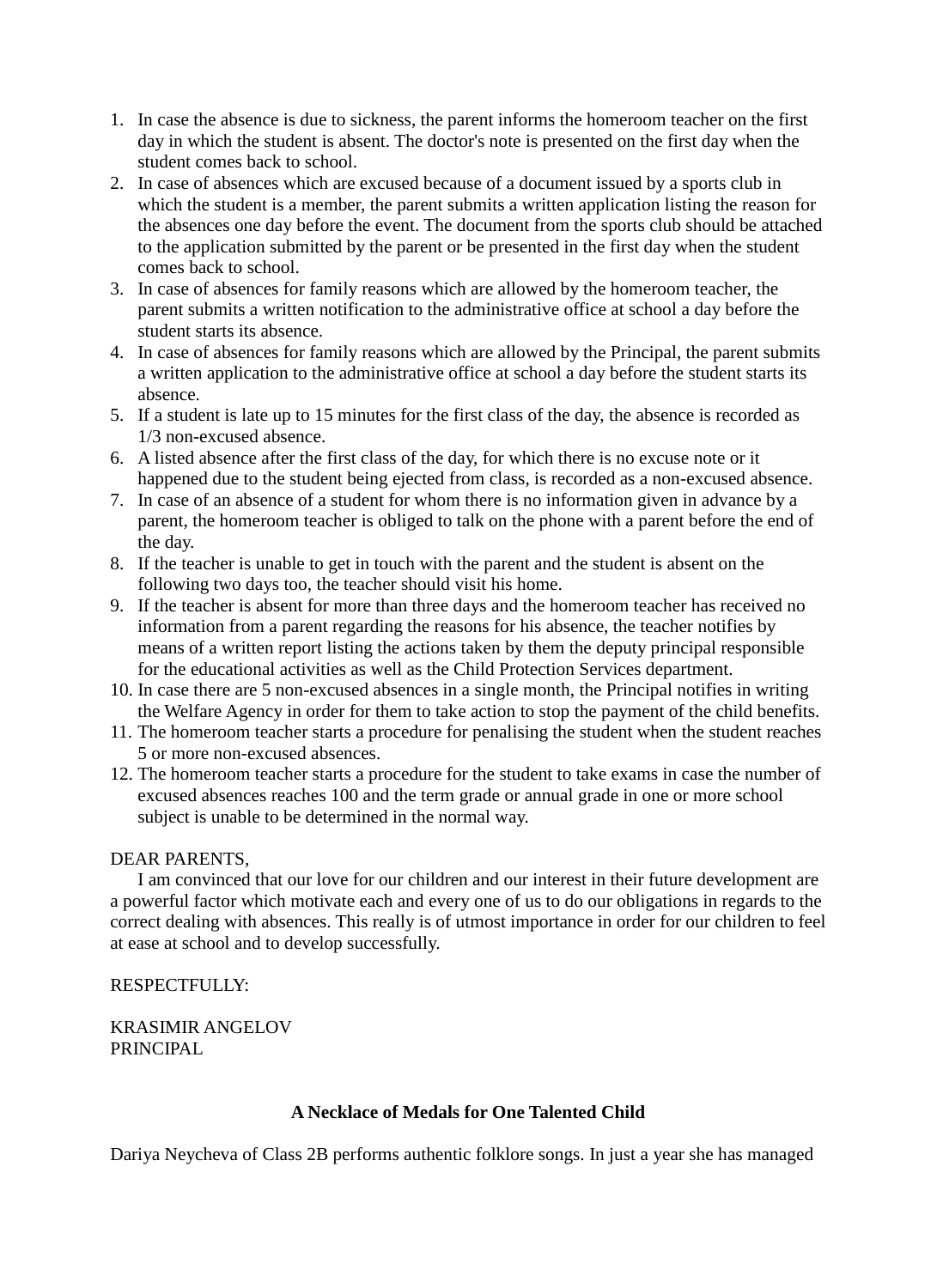1. In case the absence is due to sickness, the parent informs the homeroom teacher on the first day in which the student is absent. The doctor's note is presented on the first day when the student comes back to school.
2. In case of absences which are excused because of a document issued by a sports club in which the student is a member, the parent submits a written application listing the reason for the absences one day before the event. The document from the sports club should be attached to the application submitted by the parent or be presented in the first day when the student comes back to school.
3. In case of absences for family reasons which are allowed by the homeroom teacher, the parent submits a written notification to the administrative office at school a day before the student starts its absence.
4. In case of absences for family reasons which are allowed by the Principal, the parent submits a written application to the administrative office at school a day before the student starts its absence.
5. If a student is late up to 15 minutes for the first class of the day, the absence is recorded as 1/3 non-excused absence.
6. A listed absence after the first class of the day, for which there is no excuse note or it happened due to the student being ejected from class, is recorded as a non-excused absence.
7. In case of an absence of a student for whom there is no information given in advance by a parent, the homeroom teacher is obliged to talk on the phone with a parent before the end of the day.
8. If the teacher is unable to get in touch with the parent and the student is absent on the following two days too, the teacher should visit his home.
9. If the teacher is absent for more than three days and the homeroom teacher has received no information from a parent regarding the reasons for his absence, the teacher notifies by means of a written report listing the actions taken by them the deputy principal responsible for the educational activities as well as the Child Protection Services department.
10. In case there are 5 non-excused absences in a single month, the Principal notifies in writing the Welfare Agency in order for them to take action to stop the payment of the child benefits.
11. The homeroom teacher starts a procedure for penalising the student when the student reaches 5 or more non-excused absences.
12. The homeroom teacher starts a procedure for the student to take exams in case the number of excused absences reaches 100 and the term grade or annual grade in one or more school subject is unable to be determined in the normal way.

DEAR PARENTS,

I am convinced that our love for our children and our interest in their future development are a powerful factor which motivate each and every one of us to do our obligations in regards to the correct dealing with absences. This really is of utmost importance in order for our children to feel at ease at school and to develop successfully.

RESPECTFULLY:

KRASIMIR ANGELOV
PRINCIPAL

**A Necklace of Medals for One Talented Child**

Dariya Neycheva of Class 2B performs authentic folklore songs. In just a year she has managed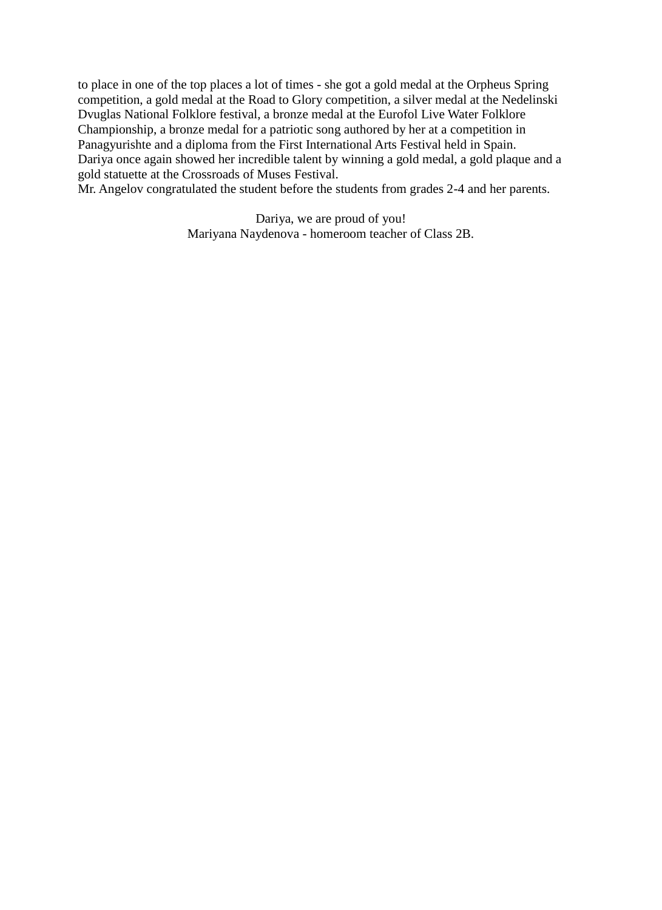to place in one of the top places a lot of times - she got a gold medal at the Orpheus Spring competition, a gold medal at the Road to Glory competition, a silver medal at the Nedelinski Dvuglas National Folklore festival, a bronze medal at the Eurofol Live Water Folklore Championship, a bronze medal for a patriotic song authored by her at a competition in Panagyurishte and a diploma from the First International Arts Festival held in Spain.
Dariya once again showed her incredible talent by winning a gold medal, a gold plaque and a gold statuette at the Crossroads of Muses Festival.
Mr. Angelov congratulated the student before the students from grades 2-4 and her parents.

Dariya, we are proud of you!
Mariyana Naydenova - homeroom teacher of Class 2B.